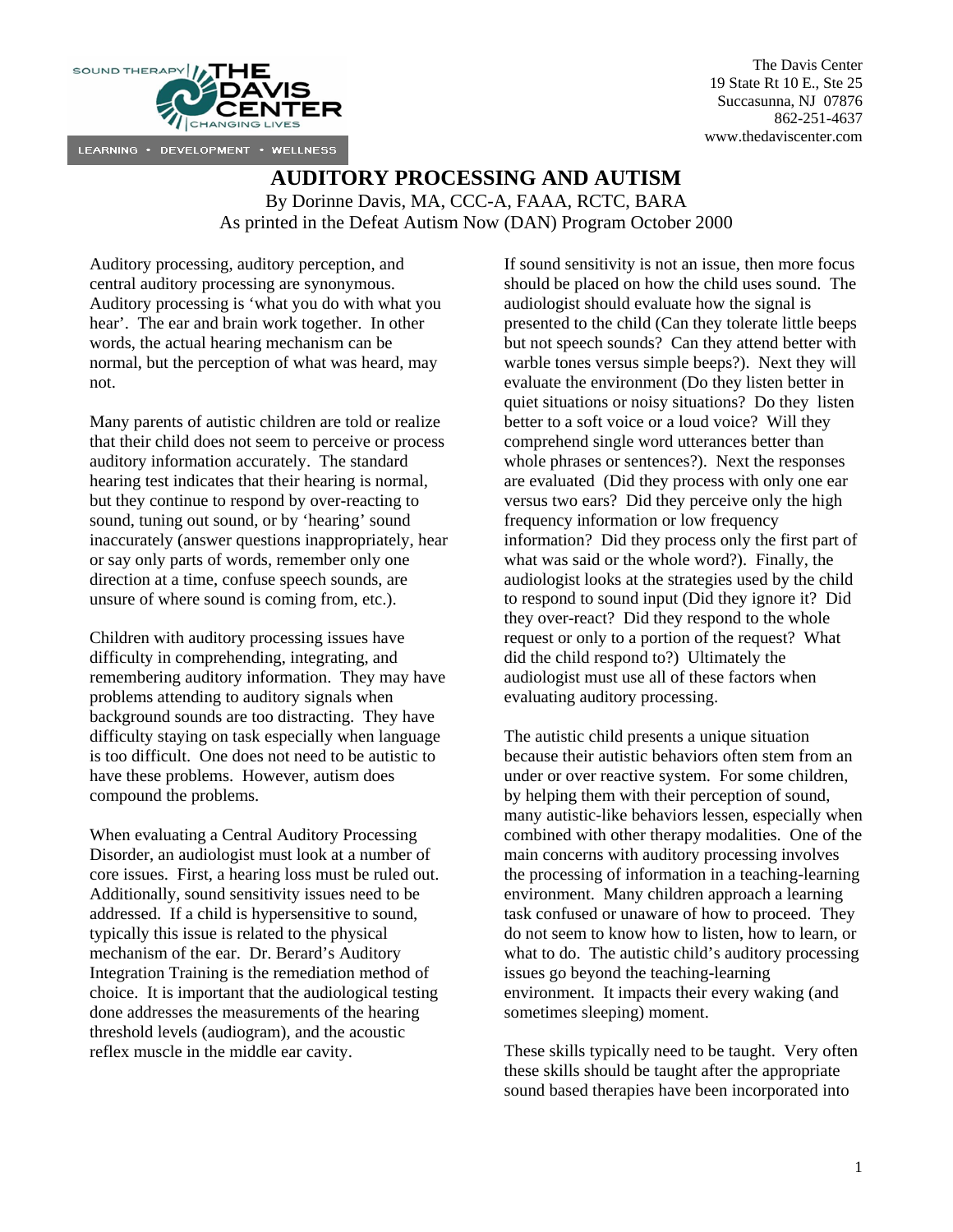The Davis Center
19 State Rt 10 E., Ste 25
Succasunna, NJ 07876
862-251-4637
www.thedaviscenter.com

# AUDITORY PROCESSING AND AUTISM

By Dorinne Davis, MA, CCC-A, FAAA, RCTC, BARA
As printed in the Defeat Autism Now (DAN) Program October 2000

Auditory processing, auditory perception, and central auditory processing are synonymous. Auditory processing is 'what you do with what you hear'. The ear and brain work together. In other words, the actual hearing mechanism can be normal, but the perception of what was heard, may not.

Many parents of autistic children are told or realize that their child does not seem to perceive or process auditory information accurately. The standard hearing test indicates that their hearing is normal, but they continue to respond by over-reacting to sound, tuning out sound, or by 'hearing' sound inaccurately (answer questions inappropriately, hear or say only parts of words, remember only one direction at a time, confuse speech sounds, are unsure of where sound is coming from, etc.).

Children with auditory processing issues have difficulty in comprehending, integrating, and remembering auditory information. They may have problems attending to auditory signals when background sounds are too distracting. They have difficulty staying on task especially when language is too difficult. One does not need to be autistic to have these problems. However, autism does compound the problems.

When evaluating a Central Auditory Processing Disorder, an audiologist must look at a number of core issues. First, a hearing loss must be ruled out. Additionally, sound sensitivity issues need to be addressed. If a child is hypersensitive to sound, typically this issue is related to the physical mechanism of the ear. Dr. Berard's Auditory Integration Training is the remediation method of choice. It is important that the audiological testing done addresses the measurements of the hearing threshold levels (audiogram), and the acoustic reflex muscle in the middle ear cavity.

If sound sensitivity is not an issue, then more focus should be placed on how the child uses sound. The audiologist should evaluate how the signal is presented to the child (Can they tolerate little beeps but not speech sounds? Can they attend better with warble tones versus simple beeps?). Next they will evaluate the environment (Do they listen better in quiet situations or noisy situations? Do they listen better to a soft voice or a loud voice? Will they comprehend single word utterances better than whole phrases or sentences?). Next the responses are evaluated (Did they process with only one ear versus two ears? Did they perceive only the high frequency information or low frequency information? Did they process only the first part of what was said or the whole word?). Finally, the audiologist looks at the strategies used by the child to respond to sound input (Did they ignore it? Did they over-react? Did they respond to the whole request or only to a portion of the request? What did the child respond to?) Ultimately the audiologist must use all of these factors when evaluating auditory processing.

The autistic child presents a unique situation because their autistic behaviors often stem from an under or over reactive system. For some children, by helping them with their perception of sound, many autistic-like behaviors lessen, especially when combined with other therapy modalities. One of the main concerns with auditory processing involves the processing of information in a teaching-learning environment. Many children approach a learning task confused or unaware of how to proceed. They do not seem to know how to listen, how to learn, or what to do. The autistic child's auditory processing issues go beyond the teaching-learning environment. It impacts their every waking (and sometimes sleeping) moment.

These skills typically need to be taught. Very often these skills should be taught after the appropriate sound based therapies have been incorporated into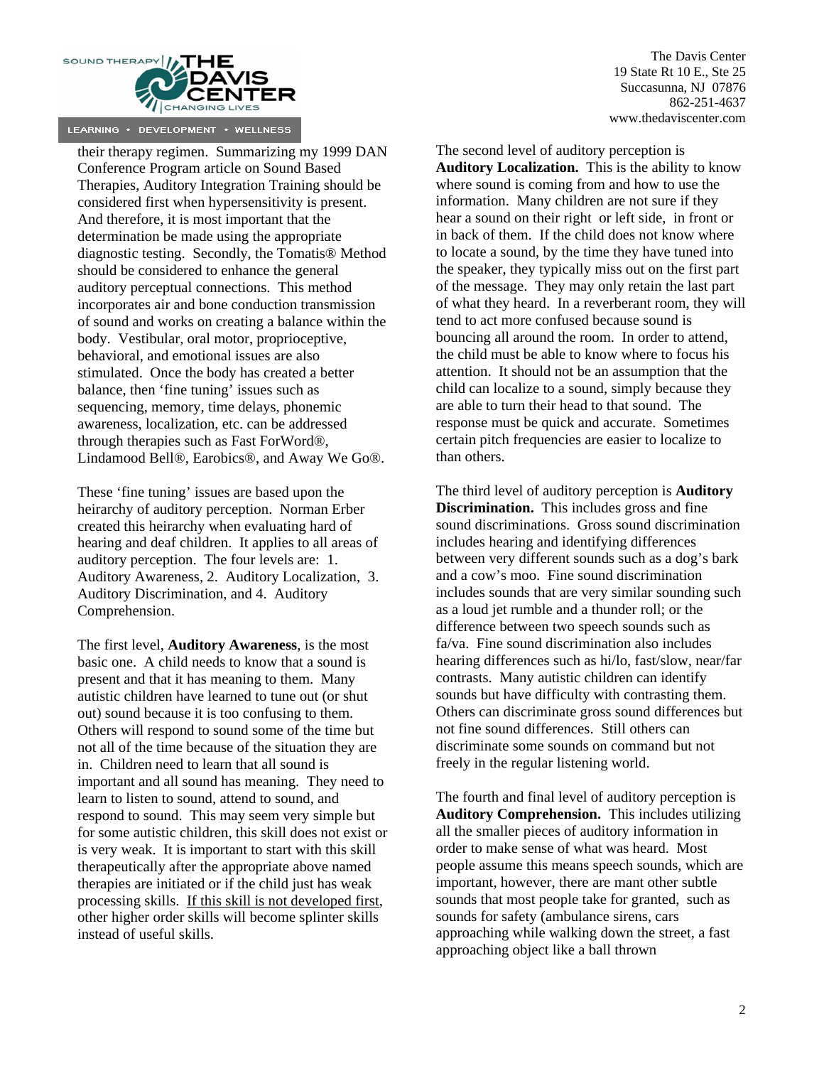their therapy regimen. Summarizing my 1999 DAN Conference Program article on Sound Based Therapies, Auditory Integration Training should be considered first when hypersensitivity is present. And therefore, it is most important that the determination be made using the appropriate diagnostic testing. Secondly, the Tomatis® Method should be considered to enhance the general auditory perceptual connections. This method incorporates air and bone conduction transmission of sound and works on creating a balance within the body. Vestibular, oral motor, proprioceptive, behavioral, and emotional issues are also stimulated. Once the body has created a better balance, then 'fine tuning' issues such as sequencing, memory, time delays, phonemic awareness, localization, etc. can be addressed through therapies such as Fast ForWord®, Lindamood Bell®, Earobics®, and Away We Go®.

These 'fine tuning' issues are based upon the heirarchy of auditory perception. Norman Erber created this heirarchy when evaluating hard of hearing and deaf children. It applies to all areas of auditory perception. The four levels are: 1. Auditory Awareness, 2. Auditory Localization, 3. Auditory Discrimination, and 4. Auditory Comprehension.

The first level, **Auditory Awareness**, is the most basic one. A child needs to know that a sound is present and that it has meaning to them. Many autistic children have learned to tune out (or shut out) sound because it is too confusing to them. Others will respond to sound some of the time but not all of the time because of the situation they are in. Children need to learn that all sound is important and all sound has meaning. They need to learn to listen to sound, attend to sound, and respond to sound. This may seem very simple but for some autistic children, this skill does not exist or is very weak. It is important to start with this skill therapeutically after the appropriate above named therapies are initiated or if the child just has weak processing skills. <u>If this skill is not developed first</u>, other higher order skills will become splinter skills instead of useful skills.

The second level of auditory perception is **Auditory Localization.** This is the ability to know where sound is coming from and how to use the information. Many children are not sure if they hear a sound on their right or left side, in front or in back of them. If the child does not know where to locate a sound, by the time they have tuned into the speaker, they typically miss out on the first part of the message. They may only retain the last part of what they heard. In a reverberant room, they will tend to act more confused because sound is bouncing all around the room. In order to attend, the child must be able to know where to focus his attention. It should not be an assumption that the child can localize to a sound, simply because they are able to turn their head to that sound. The response must be quick and accurate. Sometimes certain pitch frequencies are easier to localize to than others.

The third level of auditory perception is **Auditory Discrimination.** This includes gross and fine sound discriminations. Gross sound discrimination includes hearing and identifying differences between very different sounds such as a dog's bark and a cow's moo. Fine sound discrimination includes sounds that are very similar sounding such as a loud jet rumble and a thunder roll; or the difference between two speech sounds such as fa/va. Fine sound discrimination also includes hearing differences such as hi/lo, fast/slow, near/far contrasts. Many autistic children can identify sounds but have difficulty with contrasting them. Others can discriminate gross sound differences but not fine sound differences. Still others can discriminate some sounds on command but not freely in the regular listening world.

The fourth and final level of auditory perception is **Auditory Comprehension.** This includes utilizing all the smaller pieces of auditory information in order to make sense of what was heard. Most people assume this means speech sounds, which are important, however, there are mant other subtle sounds that most people take for granted, such as sounds for safety (ambulance sirens, cars approaching while walking down the street, a fast approaching object like a ball thrown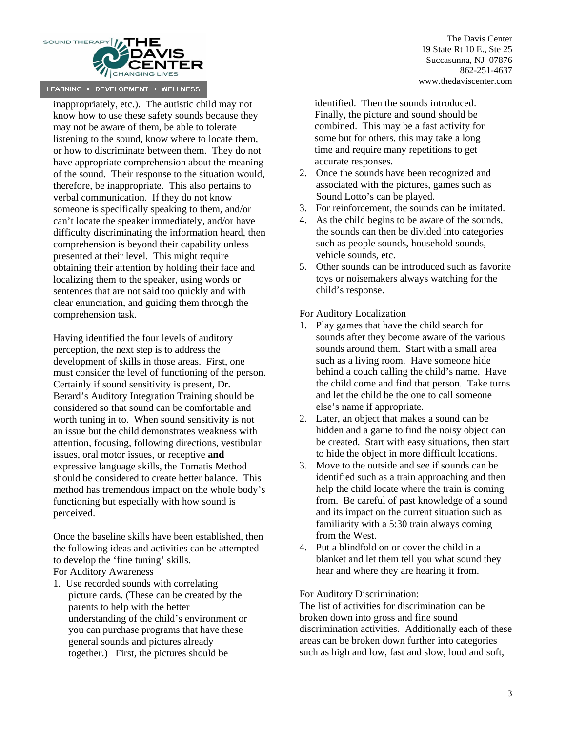inappropriately, etc.). The autistic child may not know how to use these safety sounds because they may not be aware of them, be able to tolerate listening to the sound, know where to locate them, or how to discriminate between them. They do not have appropriate comprehension about the meaning of the sound. Their response to the situation would, therefore, be inappropriate. This also pertains to verbal communication. If they do not know someone is specifically speaking to them, and/or can't locate the speaker immediately, and/or have difficulty discriminating the information heard, then comprehension is beyond their capability unless presented at their level. This might require obtaining their attention by holding their face and localizing them to the speaker, using words or sentences that are not said too quickly and with clear enunciation, and guiding them through the comprehension task.

Having identified the four levels of auditory perception, the next step is to address the development of skills in those areas. First, one must consider the level of functioning of the person. Certainly if sound sensitivity is present, Dr. Berard's Auditory Integration Training should be considered so that sound can be comfortable and worth tuning in to. When sound sensitivity is not an issue but the child demonstrates weakness with attention, focusing, following directions, vestibular issues, oral motor issues, or receptive **and** expressive language skills, the Tomatis Method should be considered to create better balance. This method has tremendous impact on the whole body's functioning but especially with how sound is perceived.

Once the baseline skills have been established, then the following ideas and activities can be attempted to develop the 'fine tuning' skills.

For Auditory Awareness

1. Use recorded sounds with correlating picture cards. (These can be created by the parents to help with the better understanding of the child's environment or you can purchase programs that have these general sounds and pictures already together.) First, the pictures should be identified. Then the sounds introduced. Finally, the picture and sound should be combined. This may be a fast activity for some but for others, this may take a long time and require many repetitions to get accurate responses.
2. Once the sounds have been recognized and associated with the pictures, games such as Sound Lotto's can be played.
3. For reinforcement, the sounds can be imitated.
4. As the child begins to be aware of the sounds, the sounds can then be divided into categories such as people sounds, household sounds, vehicle sounds, etc.
5. Other sounds can be introduced such as favorite toys or noisemakers always watching for the child's response.

For Auditory Localization

1. Play games that have the child search for sounds after they become aware of the various sounds around them. Start with a small area such as a living room. Have someone hide behind a couch calling the child's name. Have the child come and find that person. Take turns and let the child be the one to call someone else's name if appropriate.
2. Later, an object that makes a sound can be hidden and a game to find the noisy object can be created. Start with easy situations, then start to hide the object in more difficult locations.
3. Move to the outside and see if sounds can be identified such as a train approaching and then help the child locate where the train is coming from. Be careful of past knowledge of a sound and its impact on the current situation such as familiarity with a 5:30 train always coming from the West.
4. Put a blindfold on or cover the child in a blanket and let them tell you what sound they hear and where they are hearing it from.

For Auditory Discrimination:

The list of activities for discrimination can be broken down into gross and fine sound discrimination activities. Additionally each of these areas can be broken down further into categories such as high and low, fast and slow, loud and soft,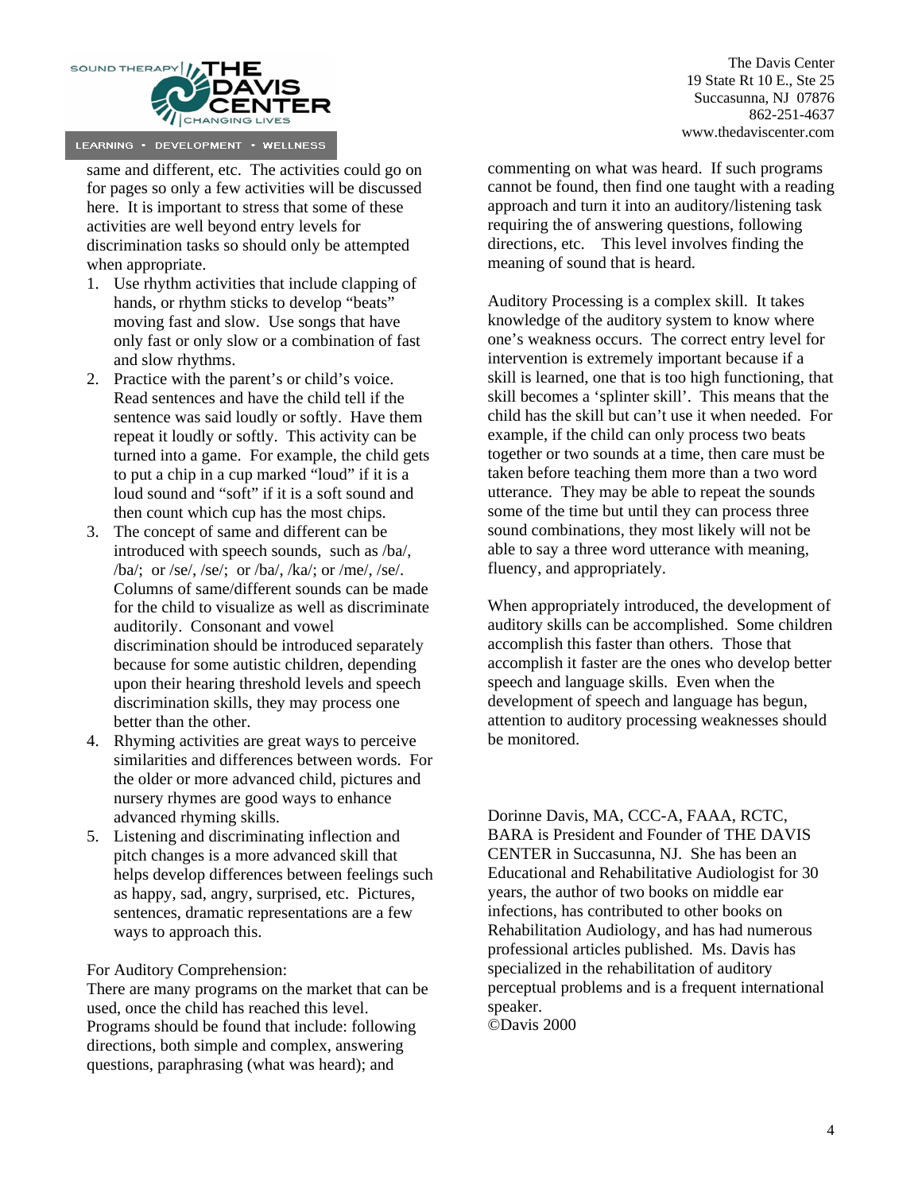same and different, etc. The activities could go on for pages so only a few activities will be discussed here. It is important to stress that some of these activities are well beyond entry levels for discrimination tasks so should only be attempted when appropriate.

1. Use rhythm activities that include clapping of hands, or rhythm sticks to develop "beats" moving fast and slow. Use songs that have only fast or only slow or a combination of fast and slow rhythms.
2. Practice with the parent's or child's voice. Read sentences and have the child tell if the sentence was said loudly or softly. Have them repeat it loudly or softly. This activity can be turned into a game. For example, the child gets to put a chip in a cup marked "loud" if it is a loud sound and "soft" if it is a soft sound and then count which cup has the most chips.
3. The concept of same and different can be introduced with speech sounds, such as /ba/, /ba/; or /se/, /se/; or /ba/, /ka/; or /me/, /se/. Columns of same/different sounds can be made for the child to visualize as well as discriminate auditorily. Consonant and vowel discrimination should be introduced separately because for some autistic children, depending upon their hearing threshold levels and speech discrimination skills, they may process one better than the other.
4. Rhyming activities are great ways to perceive similarities and differences between words. For the older or more advanced child, pictures and nursery rhymes are good ways to enhance advanced rhyming skills.
5. Listening and discriminating inflection and pitch changes is a more advanced skill that helps develop differences between feelings such as happy, sad, angry, surprised, etc. Pictures, sentences, dramatic representations are a few ways to approach this.

For Auditory Comprehension:
There are many programs on the market that can be used, once the child has reached this level. Programs should be found that include: following directions, both simple and complex, answering questions, paraphrasing (what was heard); and commenting on what was heard. If such programs cannot be found, then find one taught with a reading approach and turn it into an auditory/listening task requiring the of answering questions, following directions, etc. This level involves finding the meaning of sound that is heard.

Auditory Processing is a complex skill. It takes knowledge of the auditory system to know where one's weakness occurs. The correct entry level for intervention is extremely important because if a skill is learned, one that is too high functioning, that skill becomes a 'splinter skill'. This means that the child has the skill but can't use it when needed. For example, if the child can only process two beats together or two sounds at a time, then care must be taken before teaching them more than a two word utterance. They may be able to repeat the sounds some of the time but until they can process three sound combinations, they most likely will not be able to say a three word utterance with meaning, fluency, and appropriately.

When appropriately introduced, the development of auditory skills can be accomplished. Some children accomplish this faster than others. Those that accomplish it faster are the ones who develop better speech and language skills. Even when the development of speech and language has begun, attention to auditory processing weaknesses should be monitored.

Dorinne Davis, MA, CCC-A, FAAA, RCTC, BARA is President and Founder of THE DAVIS CENTER in Succasunna, NJ. She has been an Educational and Rehabilitative Audiologist for 30 years, the author of two books on middle ear infections, has contributed to other books on Rehabilitation Audiology, and has had numerous professional articles published. Ms. Davis has specialized in the rehabilitation of auditory perceptual problems and is a frequent international speaker.
©Davis 2000